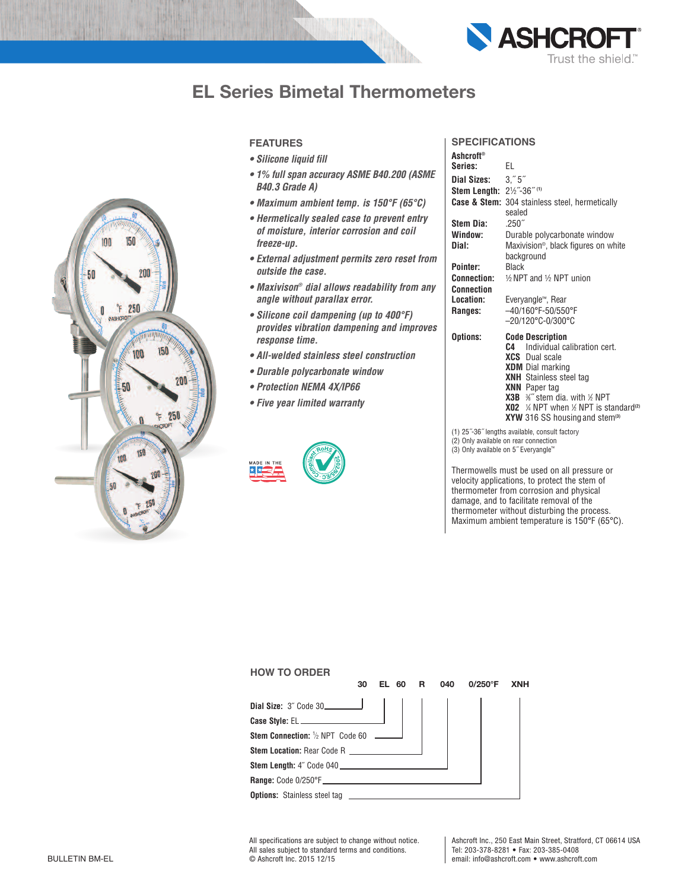# EL Series Bimetal Thermometers

## FEATURES

- *Silicone liquid fill*
- *1% full span accuracy ASME B40.200 (ASME B40.3 Grade A)*
- *Maximum ambient temp. is 150°F (65°C)*
- *Hermetically sealed case to prevent entry of moisture, interior corrosion and coil freeze-up.*
- *External adjustment permits zero reset from outside the case.*
- *Maxivison® dial allows readability from any angle without parallax error.*
- *Silicone coil dampening (up to 400°F) provides vibration dampening and improves response time.*
- *All-welded stainless steel construction*
- *Durable polycarbonate window*
- *Protection NEMA 4X/IP66*
- *Five year limited warranty*

## SPECIFICATIONS

| | |
|---|---|
| **Ashcroft® Series:** | EL |
| **Dial Sizes:** | 3,˝ 5˝ |
| **Stem Length:** | 2½˝-36˝ (1) |
| **Case & Stem:** | 304 stainless steel, hermetically sealed |
| **Stem Dia:** | .250˝ |
| **Window:** | Durable polycarbonate window |
| **Dial:** | Maxivision®, black figures on white background |
| **Pointer:** | Black |
| **Connection:** | ½ NPT and ½ NPT union |
| **Connection Location:** | Everyangle™, Rear |
| **Ranges:** | –40/160°F-50/550°F<br>–20/120°C-0/300°C |

**Options:**

| Code | Description |
|---|---|
| **C4** | Individual calibration cert. |
| **XCS** | Dual scale |
| **XDM** | Dial marking |
| **XNH** | Stainless steel tag |
| **XNN** | Paper tag |
| **X3B** | ⅜˝ stem dia. with ½ NPT |
| **X02** | ¼ NPT when ½ NPT is standard(2) |
| **XYW** | 316 SS housing and stem(3) |

(1) 25˝-36˝ lengths available, consult factory
(2) Only available on rear connection
(3) Only available on 5˝ Everyangle™

Thermowells must be used on all pressure or velocity applications, to protect the stem of thermometer from corrosion and physical damage, and to facilitate removal of the thermometer without disturbing the process. Maximum ambient temperature is 150°F (65°C).

## HOW TO ORDER

**Example:** 30 EL 60 R 040 0/250°F XNH

| Field | Selection | Code |
|---|---|---|
| **Dial Size:** | 3˝ | 30 |
| **Case Style:** | EL | EL |
| **Stem Connection:** | ½ NPT | 60 |
| **Stem Location:** | Rear | R |
| **Stem Length:** | 4˝ | 040 |
| **Range:** | 0/250°F | 0/250°F |
| **Options:** | Stainless steel tag | XNH |

All specifications are subject to change without notice.
All sales subject to standard terms and conditions.
© Ashcroft Inc. 2015 12/15

Ashcroft Inc., 250 East Main Street, Stratford, CT 06614 USA
Tel: 203-378-8281 • Fax: 203-385-0408
email: info@ashcroft.com • www.ashcroft.com

BULLETIN BM-EL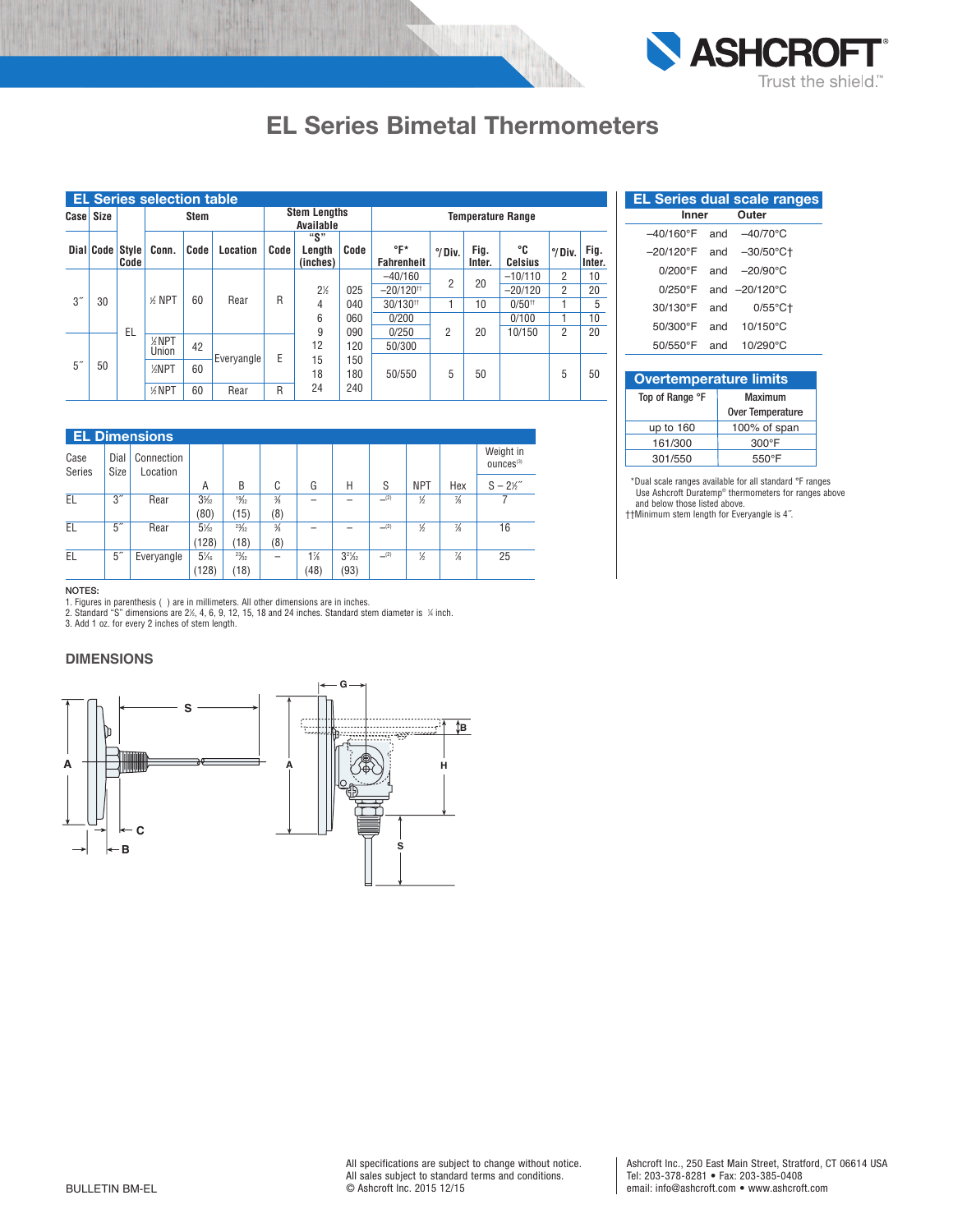# EL Series Bimetal Thermometers

## EL Series selection table

| Case | Size | | Stem | | | Stem Lengths Available | | Temperature Range | | | | | |
|---|---|---|---|---|---|---|---|---|---|---|---|---|---|
| Dial | Code | Style Code | Conn. | Code | Location | Code | "S" Length (inches) | Code | °F* Fahrenheit | °/Div. | Fig. Inter. | °C Celsius | °/Div. | Fig. Inter. |
| 3˝ | 30 | EL | ½ NPT | 60 | Rear | R | 2½ | 025 | –40/160 | 2 | 20 | –10/110 | 2 | 10 |
| | | | | | | | 4 | 040 | –20/120†† | | | –20/120 | 2 | 20 |
| | | | | | | | 6 | 060 | 30/130†† | 1 | 10 | 0/50†† | 1 | 5 |
| | | | | | | | 9 | 090 | 0/200 | 2 | 20 | 0/100 | 1 | 10 |
| 5˝ | 50 | | ½ NPT Union | 42 | Everyangle | E | 12 | 120 | 0/250 | | | 10/150 | 2 | 20 |
| | | | ½NPT | 60 | | | 15 | 150 | 50/300 | | | | | |
| | | | ½NPT | 60 | Rear | R | 18 | 180 | 50/550 | 5 | 50 | | 5 | 50 |
| | | | | | | | 24 | 240 | | | | | | |

## EL Series dual scale ranges

| Inner | | Outer |
|---|---|---|
| –40/160°F | and | –40/70°C |
| –20/120°F | and | –30/50°C† |
| 0/200°F | and | –20/90°C |
| 0/250°F | and | –20/120°C |
| 30/130°F | and | 0/55°C† |
| 50/300°F | and | 10/150°C |
| 50/550°F | and | 10/290°C |

## Overtemperature limits

| Top of Range °F | Maximum Over Temperature |
|---|---|
| up to 160 | 100% of span |
| 161/300 | 300°F |
| 301/550 | 550°F |

*Dual scale ranges available for all standard °F ranges
Use Ashcroft Duratemp® thermometers for ranges above and below those listed above.
††Minimum stem length for Everyangle is 4˝.

## EL Dimensions

| Case Series | Dial Size | Connection Location | A | B | C | G | H | S | NPT | Hex | Weight in ounces[(3)] S – 2½˝ |
|---|---|---|---|---|---|---|---|---|---|---|---|
| EL | 3˝ | Rear | 35⁄32 (80) | 19⁄32 (15) | 5⁄16 (8) | – | – | –[(2)] | ½ | 7⁄8 | 7 |
| EL | 5˝ | Rear | 51⁄32 (128) | 23⁄32 (18) | 5⁄16 (8) | – | – | –[(2)] | ½ | 7⁄8 | 16 |
| EL | 5˝ | Everyangle | 51⁄16 (128) | 23⁄32 (18) | – | 17⁄8 (48) | 321⁄32 (93) | –[(2)] | ½ | 7⁄8 | 25 |

NOTES:
1. Figures in parenthesis ( ) are in millimeters. All other dimensions are in inches.
2. Standard "S" dimensions are 2½, 4, 6, 9, 12, 15, 18 and 24 inches. Standard stem diameter is ¼ inch.
3. Add 1 oz. for every 2 inches of stem length.

## DIMENSIONS

S
A
C
B

G
B
A
H
S

BULLETIN BM-EL

All specifications are subject to change without notice.
All sales subject to standard terms and conditions.
© Ashcroft Inc. 2015 12/15

Ashcroft Inc., 250 East Main Street, Stratford, CT 06614 USA
Tel: 203-378-8281 • Fax: 203-385-0408
email: info@ashcroft.com • www.ashcroft.com